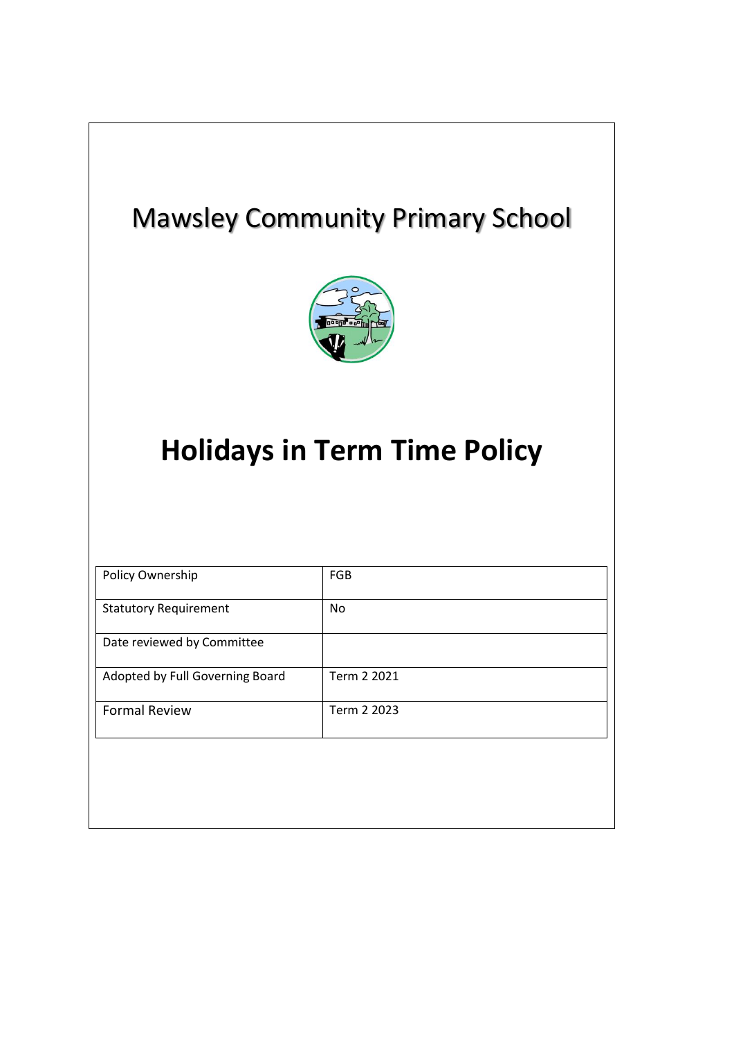# Mawsley Community Primary School

# Holidays in Term Time Policy

| Policy Ownership | FGB |
|---|---|
| Statutory Requirement | No |
| Date reviewed by Committee | |
| Adopted by Full Governing Board | Term 2 2021 |
| Formal Review | Term 2 2023 |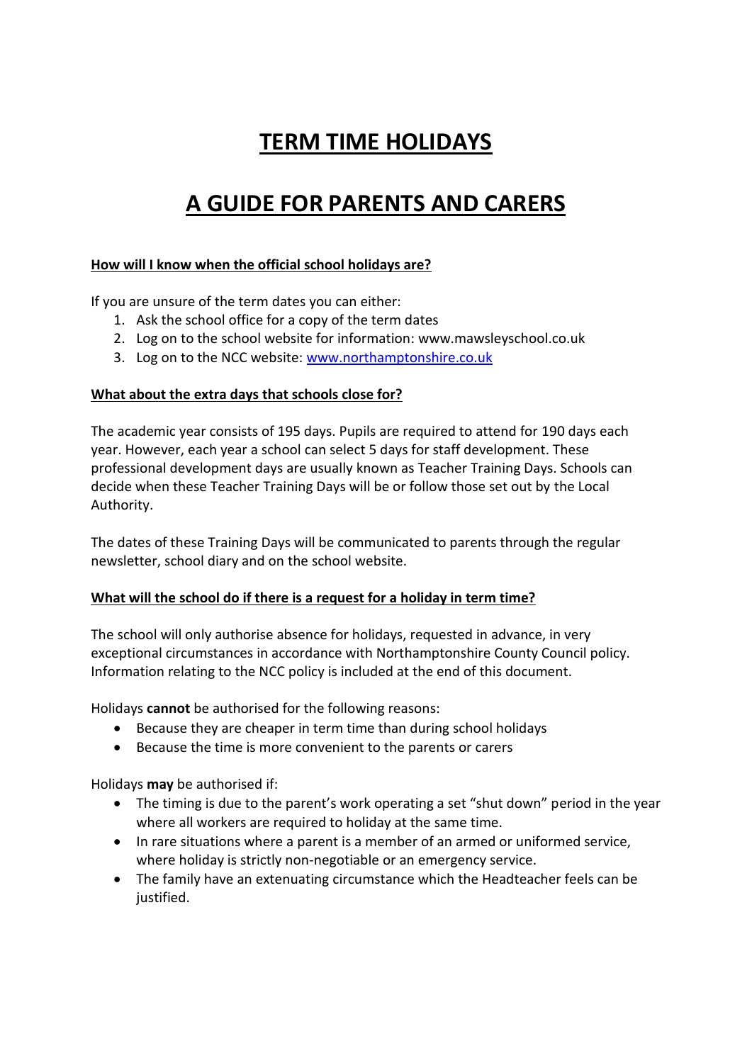# TERM TIME HOLIDAYS

# A GUIDE FOR PARENTS AND CARERS

**How will I know when the official school holidays are?**

If you are unsure of the term dates you can either:

1. Ask the school office for a copy of the term dates
2. Log on to the school website for information: www.mawsleyschool.co.uk
3. Log on to the NCC website: [www.northamptonshire.co.uk](http://www.northamptonshire.co.uk)

**What about the extra days that schools close for?**

The academic year consists of 195 days. Pupils are required to attend for 190 days each year. However, each year a school can select 5 days for staff development. These professional development days are usually known as Teacher Training Days. Schools can decide when these Teacher Training Days will be or follow those set out by the Local Authority.

The dates of these Training Days will be communicated to parents through the regular newsletter, school diary and on the school website.

**What will the school do if there is a request for a holiday in term time?**

The school will only authorise absence for holidays, requested in advance, in very exceptional circumstances in accordance with Northamptonshire County Council policy. Information relating to the NCC policy is included at the end of this document.

Holidays **cannot** be authorised for the following reasons:

- Because they are cheaper in term time than during school holidays
- Because the time is more convenient to the parents or carers

Holidays **may** be authorised if:

- The timing is due to the parent's work operating a set "shut down" period in the year where all workers are required to holiday at the same time.
- In rare situations where a parent is a member of an armed or uniformed service, where holiday is strictly non-negotiable or an emergency service.
- The family have an extenuating circumstance which the Headteacher feels can be justified.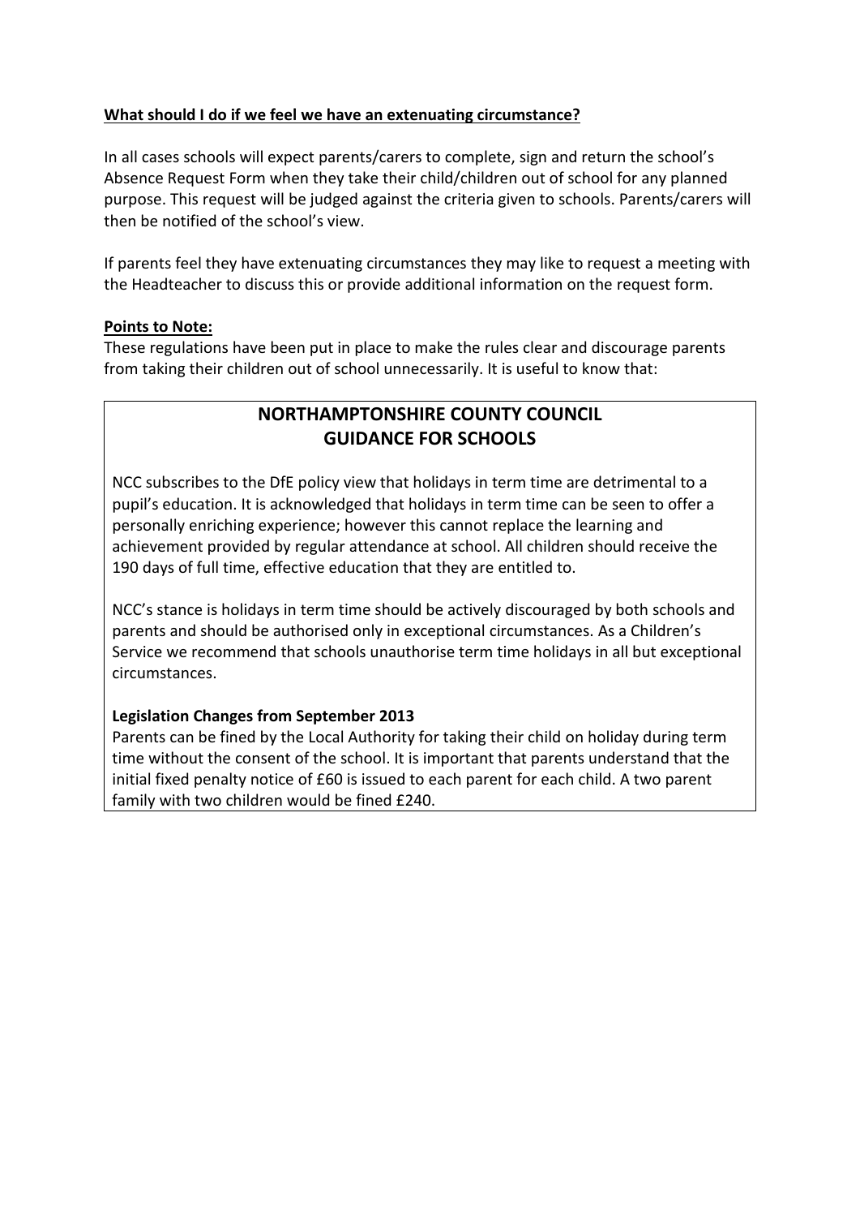**What should I do if we feel we have an extenuating circumstance?**

In all cases schools will expect parents/carers to complete, sign and return the school's Absence Request Form when they take their child/children out of school for any planned purpose. This request will be judged against the criteria given to schools. Parents/carers will then be notified of the school's view.

If parents feel they have extenuating circumstances they may like to request a meeting with the Headteacher to discuss this or provide additional information on the request form.

**Points to Note:**

These regulations have been put in place to make the rules clear and discourage parents from taking their children out of school unnecessarily. It is useful to know that:

## NORTHAMPTONSHIRE COUNTY COUNCIL
## GUIDANCE FOR SCHOOLS

NCC subscribes to the DfE policy view that holidays in term time are detrimental to a pupil's education. It is acknowledged that holidays in term time can be seen to offer a personally enriching experience; however this cannot replace the learning and achievement provided by regular attendance at school. All children should receive the 190 days of full time, effective education that they are entitled to.

NCC's stance is holidays in term time should be actively discouraged by both schools and parents and should be authorised only in exceptional circumstances. As a Children's Service we recommend that schools unauthorise term time holidays in all but exceptional circumstances.

**Legislation Changes from September 2013**

Parents can be fined by the Local Authority for taking their child on holiday during term time without the consent of the school. It is important that parents understand that the initial fixed penalty notice of £60 is issued to each parent for each child. A two parent family with two children would be fined £240.